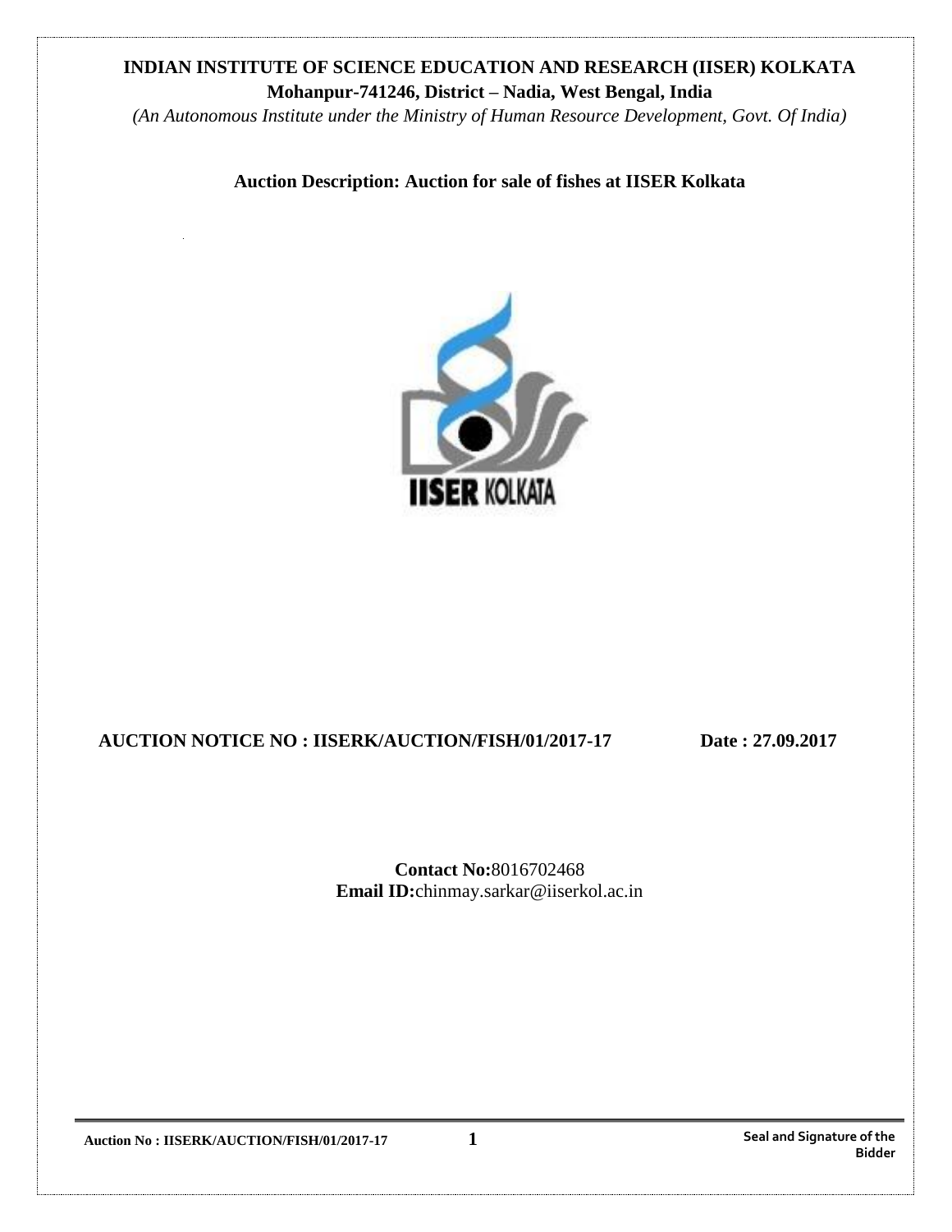# INDIAN INSTITUTE OF SCIENCE EDUCATION AND RESEARCH (IISER) KOLKATA

**Mohanpur-741246, District – Nadia, West Bengal, India**

*(An Autonomous Institute under the Ministry of Human Resource Development, Govt. Of India)*

**Auction Description: Auction for sale of fishes at IISER Kolkata**

**AUCTION NOTICE NO : IISERK/AUCTION/FISH/01/2017-17** **Date : 27.09.2017**

**Contact No:**8016702468
**Email ID:**chinmay.sarkar@iiserkol.ac.in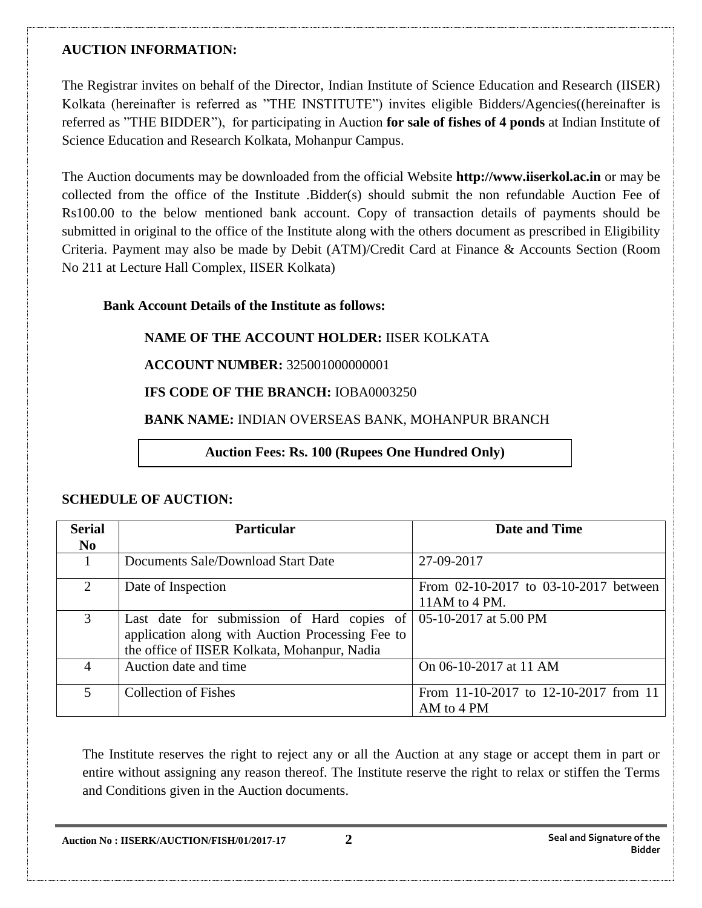## AUCTION INFORMATION:

The Registrar invites on behalf of the Director, Indian Institute of Science Education and Research (IISER) Kolkata (hereinafter is referred as "THE INSTITUTE") invites eligible Bidders/Agencies((hereinafter is referred as "THE BIDDER"), for participating in Auction **for sale of fishes of 4 ponds** at Indian Institute of Science Education and Research Kolkata, Mohanpur Campus.

The Auction documents may be downloaded from the official Website **http://www.iiserkol.ac.in** or may be collected from the office of the Institute .Bidder(s) should submit the non refundable Auction Fee of Rs100.00 to the below mentioned bank account. Copy of transaction details of payments should be submitted in original to the office of the Institute along with the others document as prescribed in Eligibility Criteria. Payment may also be made by Debit (ATM)/Credit Card at Finance & Accounts Section (Room No 211 at Lecture Hall Complex, IISER Kolkata)

**Bank Account Details of the Institute as follows:**

**NAME OF THE ACCOUNT HOLDER:** IISER KOLKATA

**ACCOUNT NUMBER:** 325001000000001

**IFS CODE OF THE BRANCH:** IOBA0003250

**BANK NAME:** INDIAN OVERSEAS BANK, MOHANPUR BRANCH

**Auction Fees: Rs. 100 (Rupees One Hundred Only)**

## SCHEDULE OF AUCTION:

| Serial No | Particular | Date and Time |
|---|---|---|
| 1 | Documents Sale/Download Start Date | 27-09-2017 |
| 2 | Date of Inspection | From 02-10-2017 to 03-10-2017 between 11AM to 4 PM. |
| 3 | Last date for submission of Hard copies of application along with Auction Processing Fee to the office of IISER Kolkata, Mohanpur, Nadia | 05-10-2017 at 5.00 PM |
| 4 | Auction date and time | On 06-10-2017 at 11 AM |
| 5 | Collection of Fishes | From 11-10-2017 to 12-10-2017 from 11 AM to 4 PM |

The Institute reserves the right to reject any or all the Auction at any stage or accept them in part or entire without assigning any reason thereof. The Institute reserve the right to relax or stiffen the Terms and Conditions given in the Auction documents.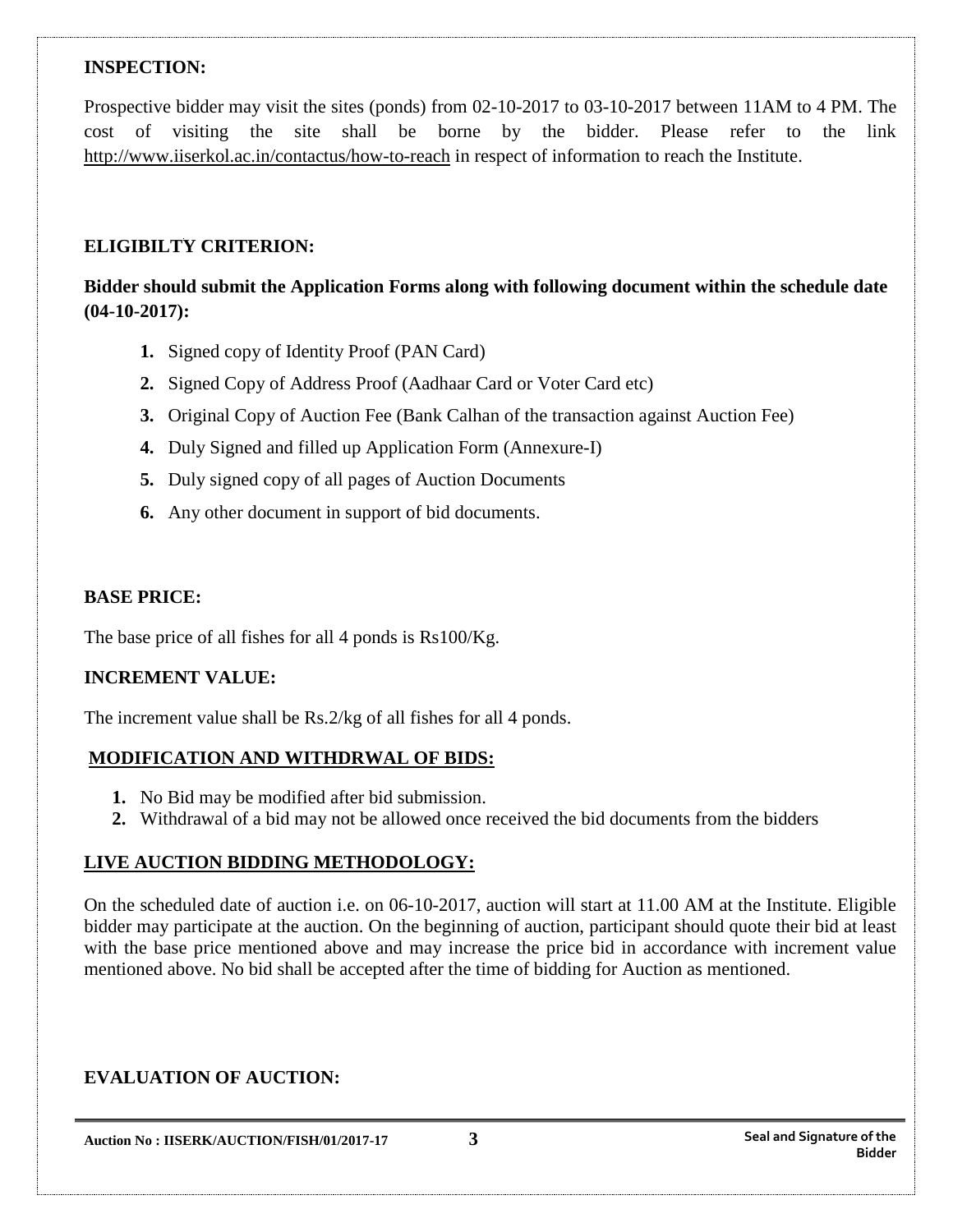**INSPECTION:**

Prospective bidder may visit the sites (ponds) from 02-10-2017 to 03-10-2017 between 11AM to 4 PM. The cost of visiting the site shall be borne by the bidder. Please refer to the link http://www.iiserkol.ac.in/contactus/how-to-reach in respect of information to reach the Institute.

**ELIGIBILTY CRITERION:**

**Bidder should submit the Application Forms along with following document within the schedule date (04-10-2017):**

1. Signed copy of Identity Proof (PAN Card)
2. Signed Copy of Address Proof (Aadhaar Card or Voter Card etc)
3. Original Copy of Auction Fee (Bank Calhan of the transaction against Auction Fee)
4. Duly Signed and filled up Application Form (Annexure-I)
5. Duly signed copy of all pages of Auction Documents
6. Any other document in support of bid documents.

**BASE PRICE:**

The base price of all fishes for all 4 ponds is Rs100/Kg.

**INCREMENT VALUE:**

The increment value shall be Rs.2/kg of all fishes for all 4 ponds.

**MODIFICATION AND WITHDRWAL OF BIDS:**

1. No Bid may be modified after bid submission.
2. Withdrawal of a bid may not be allowed once received the bid documents from the bidders

**LIVE AUCTION BIDDING METHODOLOGY:**

On the scheduled date of auction i.e. on 06-10-2017, auction will start at 11.00 AM at the Institute. Eligible bidder may participate at the auction. On the beginning of auction, participant should quote their bid at least with the base price mentioned above and may increase the price bid in accordance with increment value mentioned above. No bid shall be accepted after the time of bidding for Auction as mentioned.

**EVALUATION OF AUCTION:**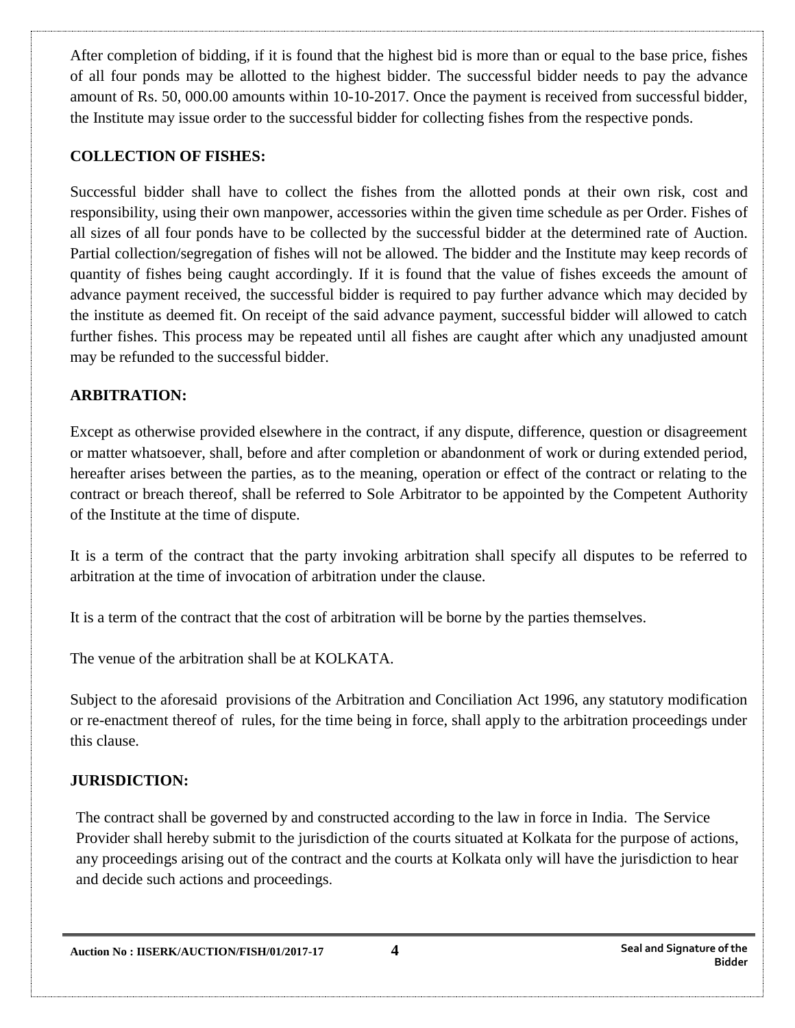After completion of bidding, if it is found that the highest bid is more than or equal to the base price, fishes of all four ponds may be allotted to the highest bidder. The successful bidder needs to pay the advance amount of Rs. 50, 000.00 amounts within 10-10-2017. Once the payment is received from successful bidder, the Institute may issue order to the successful bidder for collecting fishes from the respective ponds.

**COLLECTION OF FISHES:**

Successful bidder shall have to collect the fishes from the allotted ponds at their own risk, cost and responsibility, using their own manpower, accessories within the given time schedule as per Order. Fishes of all sizes of all four ponds have to be collected by the successful bidder at the determined rate of Auction. Partial collection/segregation of fishes will not be allowed. The bidder and the Institute may keep records of quantity of fishes being caught accordingly. If it is found that the value of fishes exceeds the amount of advance payment received, the successful bidder is required to pay further advance which may decided by the institute as deemed fit. On receipt of the said advance payment, successful bidder will allowed to catch further fishes. This process may be repeated until all fishes are caught after which any unadjusted amount may be refunded to the successful bidder.

**ARBITRATION:**

Except as otherwise provided elsewhere in the contract, if any dispute, difference, question or disagreement or matter whatsoever, shall, before and after completion or abandonment of work or during extended period, hereafter arises between the parties, as to the meaning, operation or effect of the contract or relating to the contract or breach thereof, shall be referred to Sole Arbitrator to be appointed by the Competent Authority of the Institute at the time of dispute.

It is a term of the contract that the party invoking arbitration shall specify all disputes to be referred to arbitration at the time of invocation of arbitration under the clause.

It is a term of the contract that the cost of arbitration will be borne by the parties themselves.

The venue of the arbitration shall be at KOLKATA.

Subject to the aforesaid provisions of the Arbitration and Conciliation Act 1996, any statutory modification or re-enactment thereof of rules, for the time being in force, shall apply to the arbitration proceedings under this clause.

**JURISDICTION:**

The contract shall be governed by and constructed according to the law in force in India. The Service Provider shall hereby submit to the jurisdiction of the courts situated at Kolkata for the purpose of actions, any proceedings arising out of the contract and the courts at Kolkata only will have the jurisdiction to hear and decide such actions and proceedings.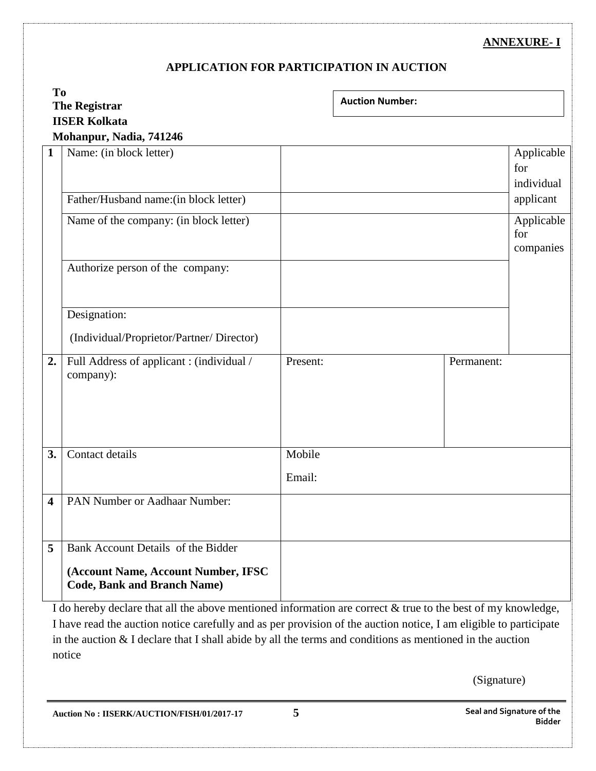**ANNEXURE- I**

## APPLICATION FOR PARTICIPATION IN AUCTION

**To**
**The Registrar**
**IISER Kolkata**
**Mohanpur, Nadia, 741246**

**Auction Number:**

| | | | | |
|---|---|---|---|---|
| **1** | Name: (in block letter) | | | Applicable for individual applicant |
| | Father/Husband name:(in block letter) | | | |
| | Name of the company: (in block letter) | | | Applicable for companies |
| | Authorize person of the company: | | | |
| | Designation: (Individual/Proprietor/Partner/ Director) | | | |
| **2.** | Full Address of applicant : (individual / company): | Present: | Permanent: | |
| **3.** | Contact details | Mobile<br>Email: | | |
| **4** | PAN Number or Aadhaar Number: | | | |
| **5** | Bank Account Details of the Bidder<br>**(Account Name, Account Number, IFSC Code, Bank and Branch Name)** | | | |

I do hereby declare that all the above mentioned information are correct & true to the best of my knowledge, I have read the auction notice carefully and as per provision of the auction notice, I am eligible to participate in the auction & I declare that I shall abide by all the terms and conditions as mentioned in the auction notice

(Signature)